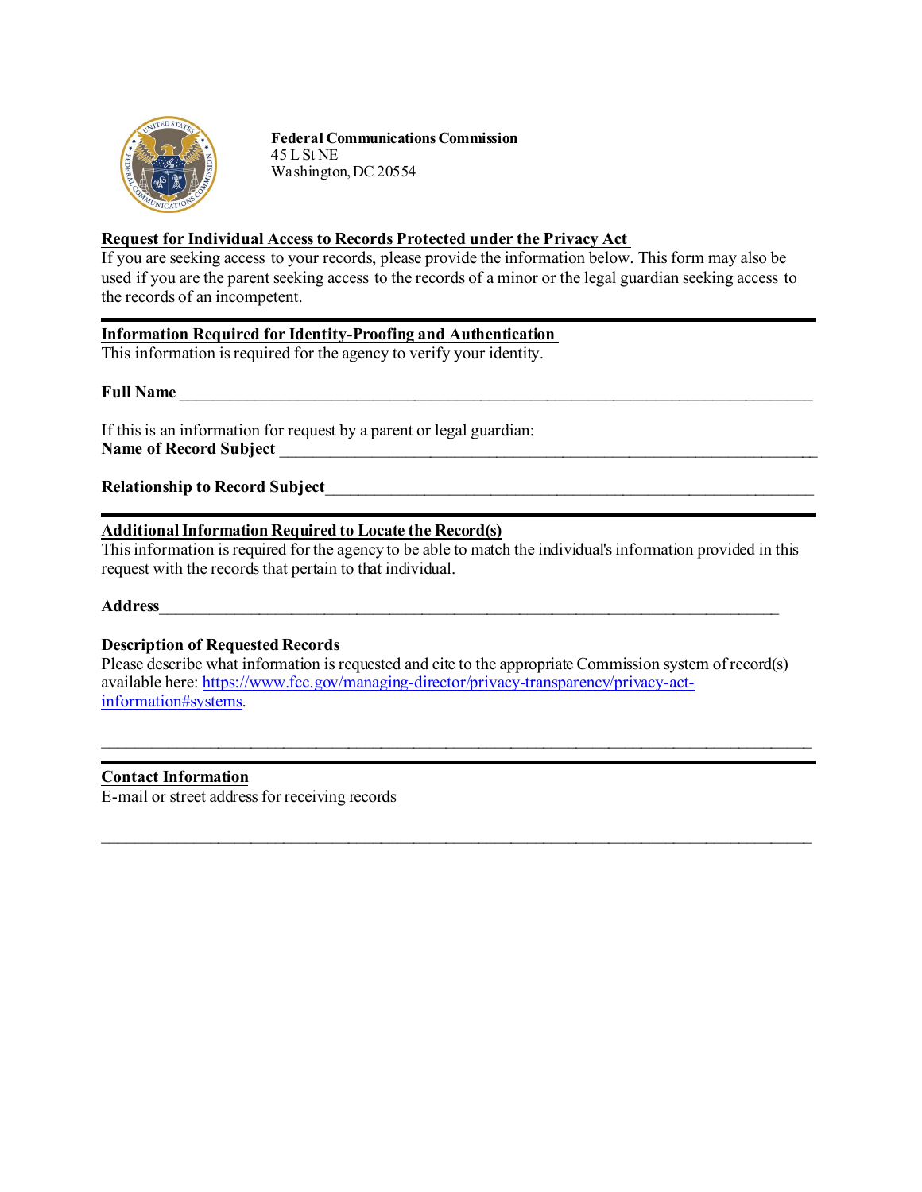**Federal Communications Commission**
45 L St NE
Washington, DC 20554

## Request for Individual Access to Records Protected under the Privacy Act

If you are seeking access to your records, please provide the information below. This form may also be used if you are the parent seeking access to the records of a minor or the legal guardian seeking access to the records of an incompetent.

---

## Information Required for Identity-Proofing and Authentication

This information is required for the agency to verify your identity.

**Full Name** ______________________________________________________________________

If this is an information for request by a parent or legal guardian:
**Name of Record Subject** ______________________________________________________________

**Relationship to Record Subject**________________________________________________________

---

## Additional Information Required to Locate the Record(s)

This information is required for the agency to be able to match the individual's information provided in this request with the records that pertain to that individual.

**Address**_________________________________________________________________________

**Description of Requested Records**
Please describe what information is requested and cite to the appropriate Commission system of record(s) available here: https://www.fcc.gov/managing-director/privacy-transparency/privacy-act-information#systems.

_____________________________________________________________________________________

---

## Contact Information

E-mail or street address for receiving records

_____________________________________________________________________________________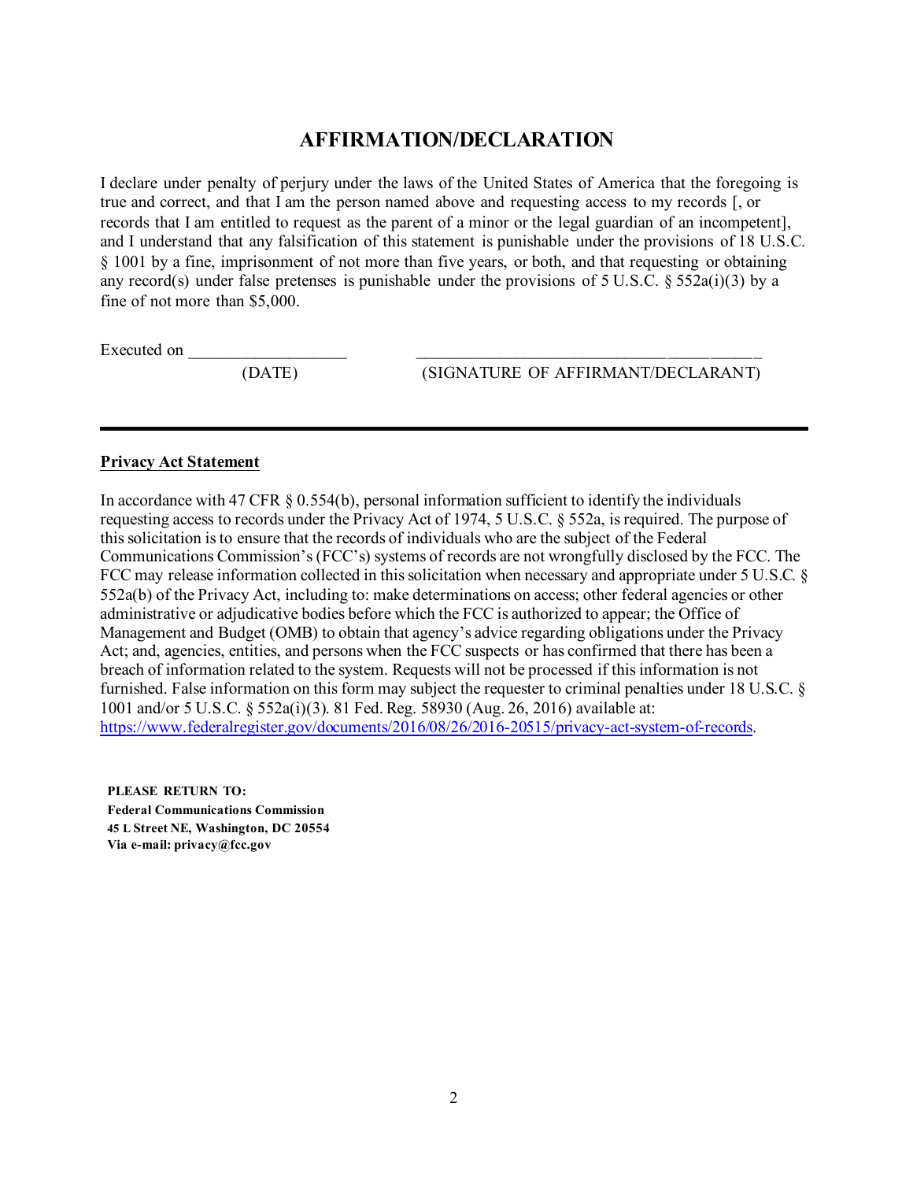## AFFIRMATION/DECLARATION

I declare under penalty of perjury under the laws of the United States of America that the foregoing is true and correct, and that I am the person named above and requesting access to my records [, or records that I am entitled to request as the parent of a minor or the legal guardian of an incompetent], and I understand that any falsification of this statement is punishable under the provisions of 18 U.S.C. § 1001 by a fine, imprisonment of not more than five years, or both, and that requesting or obtaining any record(s) under false pretenses is punishable under the provisions of 5 U.S.C. § 552a(i)(3) by a fine of not more than $5,000.

Executed on ____________________ (DATE)

________________________________________ (SIGNATURE OF AFFIRMANT/DECLARANT)

---

**Privacy Act Statement**

In accordance with 47 CFR § 0.554(b), personal information sufficient to identify the individuals requesting access to records under the Privacy Act of 1974, 5 U.S.C. § 552a, is required. The purpose of this solicitation is to ensure that the records of individuals who are the subject of the Federal Communications Commission's (FCC's) systems of records are not wrongfully disclosed by the FCC. The FCC may release information collected in this solicitation when necessary and appropriate under 5 U.S.C. § 552a(b) of the Privacy Act, including to: make determinations on access; other federal agencies or other administrative or adjudicative bodies before which the FCC is authorized to appear; the Office of Management and Budget (OMB) to obtain that agency's advice regarding obligations under the Privacy Act; and, agencies, entities, and persons when the FCC suspects or has confirmed that there has been a breach of information related to the system. Requests will not be processed if this information is not furnished. False information on this form may subject the requester to criminal penalties under 18 U.S.C. § 1001 and/or 5 U.S.C. § 552a(i)(3). 81 Fed. Reg. 58930 (Aug. 26, 2016) available at: https://www.federalregister.gov/documents/2016/08/26/2016-20515/privacy-act-system-of-records.

**PLEASE RETURN TO:**
**Federal Communications Commission**
**45 L Street NE, Washington, DC 20554**
**Via e-mail: privacy@fcc.gov**